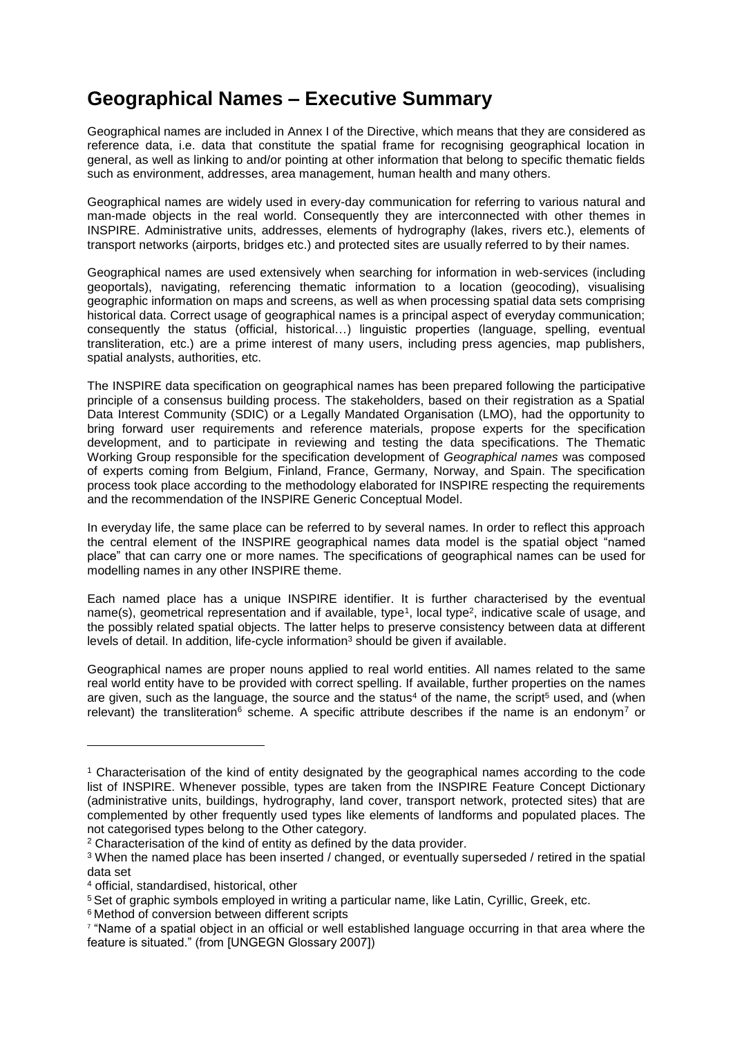# Geographical Names – Executive Summary

Geographical names are included in Annex I of the Directive, which means that they are considered as reference data, i.e. data that constitute the spatial frame for recognising geographical location in general, as well as linking to and/or pointing at other information that belong to specific thematic fields such as environment, addresses, area management, human health and many others.

Geographical names are widely used in every-day communication for referring to various natural and man-made objects in the real world. Consequently they are interconnected with other themes in INSPIRE. Administrative units, addresses, elements of hydrography (lakes, rivers etc.), elements of transport networks (airports, bridges etc.) and protected sites are usually referred to by their names.

Geographical names are used extensively when searching for information in web-services (including geoportals), navigating, referencing thematic information to a location (geocoding), visualising geographic information on maps and screens, as well as when processing spatial data sets comprising historical data. Correct usage of geographical names is a principal aspect of everyday communication; consequently the status (official, historical…) linguistic properties (language, spelling, eventual transliteration, etc.) are a prime interest of many users, including press agencies, map publishers, spatial analysts, authorities, etc.

The INSPIRE data specification on geographical names has been prepared following the participative principle of a consensus building process. The stakeholders, based on their registration as a Spatial Data Interest Community (SDIC) or a Legally Mandated Organisation (LMO), had the opportunity to bring forward user requirements and reference materials, propose experts for the specification development, and to participate in reviewing and testing the data specifications. The Thematic Working Group responsible for the specification development of *Geographical names* was composed of experts coming from Belgium, Finland, France, Germany, Norway, and Spain. The specification process took place according to the methodology elaborated for INSPIRE respecting the requirements and the recommendation of the INSPIRE Generic Conceptual Model.

In everyday life, the same place can be referred to by several names. In order to reflect this approach the central element of the INSPIRE geographical names data model is the spatial object "named place" that can carry one or more names. The specifications of geographical names can be used for modelling names in any other INSPIRE theme.

Each named place has a unique INSPIRE identifier. It is further characterised by the eventual name(s), geometrical representation and if available, type[1], local type[2], indicative scale of usage, and the possibly related spatial objects. The latter helps to preserve consistency between data at different levels of detail. In addition, life-cycle information[3] should be given if available.

Geographical names are proper nouns applied to real world entities. All names related to the same real world entity have to be provided with correct spelling. If available, further properties on the names are given, such as the language, the source and the status[4] of the name, the script[5] used, and (when relevant) the transliteration[6] scheme. A specific attribute describes if the name is an endonym[7] or

---

[1] Characterisation of the kind of entity designated by the geographical names according to the code list of INSPIRE. Whenever possible, types are taken from the INSPIRE Feature Concept Dictionary (administrative units, buildings, hydrography, land cover, transport network, protected sites) that are complemented by other frequently used types like elements of landforms and populated places. The not categorised types belong to the Other category.

[2] Characterisation of the kind of entity as defined by the data provider.

[3] When the named place has been inserted / changed, or eventually superseded / retired in the spatial data set

[4] official, standardised, historical, other

[5] Set of graphic symbols employed in writing a particular name, like Latin, Cyrillic, Greek, etc.

[6] Method of conversion between different scripts

[7] "Name of a spatial object in an official or well established language occurring in that area where the feature is situated." (from [UNGEGN Glossary 2007])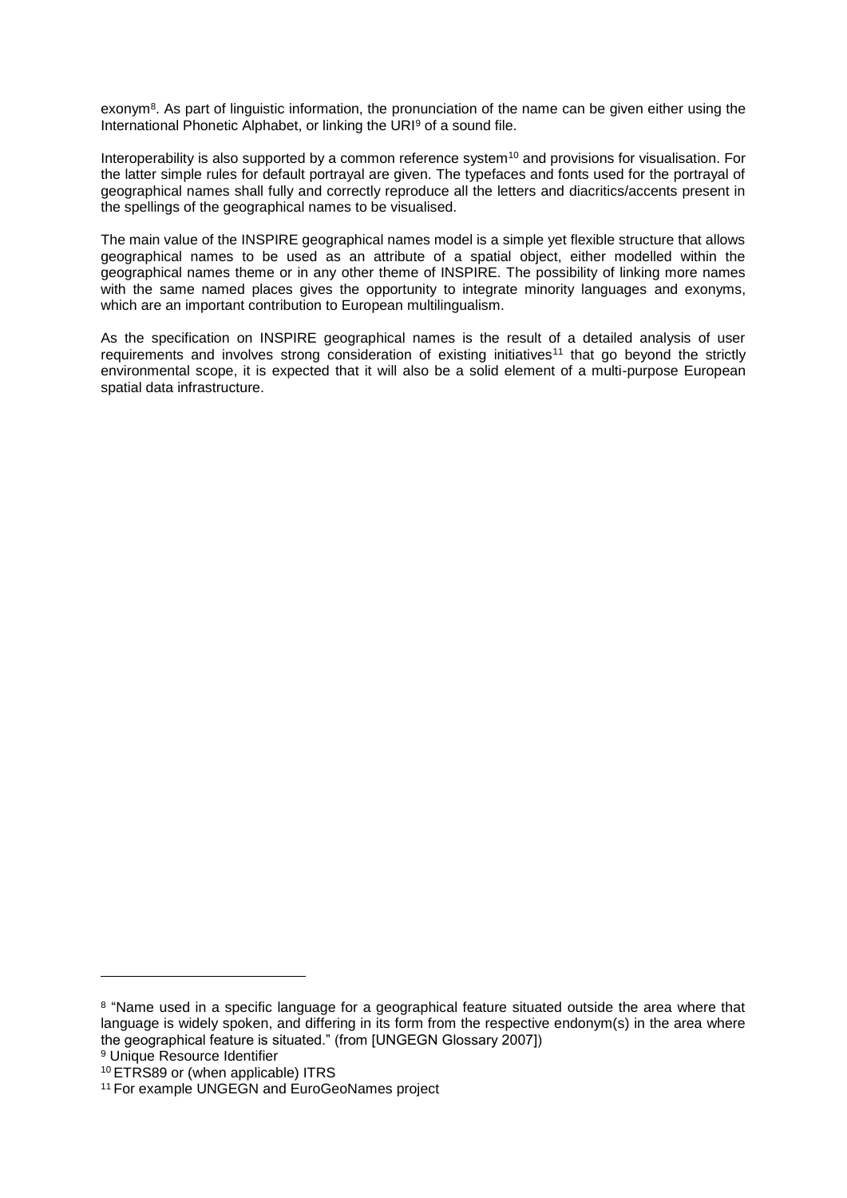exonym[8]. As part of linguistic information, the pronunciation of the name can be given either using the International Phonetic Alphabet, or linking the URI[9] of a sound file.

Interoperability is also supported by a common reference system[10] and provisions for visualisation. For the latter simple rules for default portrayal are given. The typefaces and fonts used for the portrayal of geographical names shall fully and correctly reproduce all the letters and diacritics/accents present in the spellings of the geographical names to be visualised.

The main value of the INSPIRE geographical names model is a simple yet flexible structure that allows geographical names to be used as an attribute of a spatial object, either modelled within the geographical names theme or in any other theme of INSPIRE. The possibility of linking more names with the same named places gives the opportunity to integrate minority languages and exonyms, which are an important contribution to European multilingualism.

As the specification on INSPIRE geographical names is the result of a detailed analysis of user requirements and involves strong consideration of existing initiatives[11] that go beyond the strictly environmental scope, it is expected that it will also be a solid element of a multi-purpose European spatial data infrastructure.

---

[8] "Name used in a specific language for a geographical feature situated outside the area where that language is widely spoken, and differing in its form from the respective endonym(s) in the area where the geographical feature is situated." (from [UNGEGN Glossary 2007])

[9] Unique Resource Identifier

[10] ETRS89 or (when applicable) ITRS

[11] For example UNGEGN and EuroGeoNames project